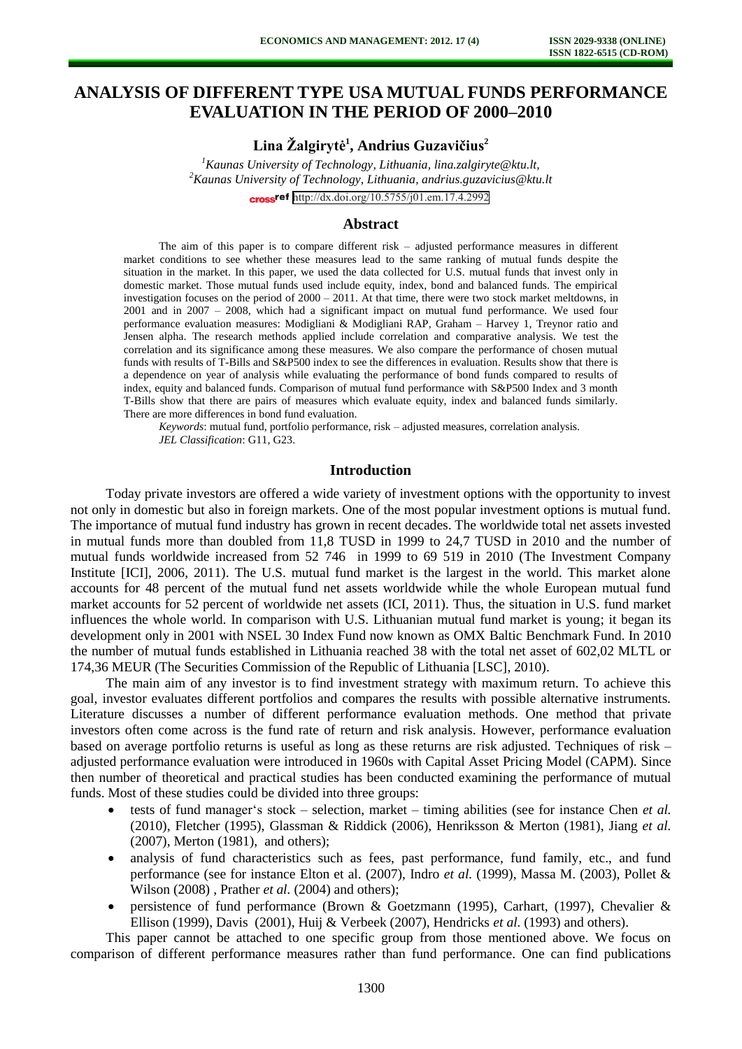# ANALYSIS OF DIFFERENT TYPE USA MUTUAL FUNDS PERFORMANCE EVALUATION IN THE PERIOD OF 2000–2010

**Lina Žalgirytė[1], Andrius Guzavičius[2]**

[1]*Kaunas University of Technology, Lithuania, lina.zalgiryte@ktu.lt,*
[2]*Kaunas University of Technology, Lithuania, andrius.guzavicius@ktu.lt*

http://dx.doi.org/10.5755/j01.em.17.4.2992

## Abstract

The aim of this paper is to compare different risk – adjusted performance measures in different market conditions to see whether these measures lead to the same ranking of mutual funds despite the situation in the market. In this paper, we used the data collected for U.S. mutual funds that invest only in domestic market. Those mutual funds used include equity, index, bond and balanced funds. The empirical investigation focuses on the period of 2000 – 2011. At that time, there were two stock market meltdowns, in 2001 and in 2007 – 2008, which had a significant impact on mutual fund performance. We used four performance evaluation measures: Modigliani & Modigliani RAP, Graham – Harvey 1, Treynor ratio and Jensen alpha. The research methods applied include correlation and comparative analysis. We test the correlation and its significance among these measures. We also compare the performance of chosen mutual funds with results of T-Bills and S&P500 index to see the differences in evaluation. Results show that there is a dependence on year of analysis while evaluating the performance of bond funds compared to results of index, equity and balanced funds. Comparison of mutual fund performance with S&P500 Index and 3 month T-Bills show that there are pairs of measures which evaluate equity, index and balanced funds similarly. There are more differences in bond fund evaluation.

*Keywords*: mutual fund, portfolio performance, risk – adjusted measures, correlation analysis.
*JEL Classification*: G11, G23.

## Introduction

Today private investors are offered a wide variety of investment options with the opportunity to invest not only in domestic but also in foreign markets. One of the most popular investment options is mutual fund. The importance of mutual fund industry has grown in recent decades. The worldwide total net assets invested in mutual funds more than doubled from 11,8 TUSD in 1999 to 24,7 TUSD in 2010 and the number of mutual funds worldwide increased from 52 746 in 1999 to 69 519 in 2010 (The Investment Company Institute [ICI], 2006, 2011). The U.S. mutual fund market is the largest in the world. This market alone accounts for 48 percent of the mutual fund net assets worldwide while the whole European mutual fund market accounts for 52 percent of worldwide net assets (ICI, 2011). Thus, the situation in U.S. fund market influences the whole world. In comparison with U.S. Lithuanian mutual fund market is young; it began its development only in 2001 with NSEL 30 Index Fund now known as OMX Baltic Benchmark Fund. In 2010 the number of mutual funds established in Lithuania reached 38 with the total net asset of 602,02 MLTL or 174,36 MEUR (The Securities Commission of the Republic of Lithuania [LSC], 2010).

The main aim of any investor is to find investment strategy with maximum return. To achieve this goal, investor evaluates different portfolios and compares the results with possible alternative instruments. Literature discusses a number of different performance evaluation methods. One method that private investors often come across is the fund rate of return and risk analysis. However, performance evaluation based on average portfolio returns is useful as long as these returns are risk adjusted. Techniques of risk – adjusted performance evaluation were introduced in 1960s with Capital Asset Pricing Model (CAPM). Since then number of theoretical and practical studies has been conducted examining the performance of mutual funds. Most of these studies could be divided into three groups:

- tests of fund manager's stock – selection, market – timing abilities (see for instance Chen *et al.* (2010), Fletcher (1995), Glassman & Riddick (2006), Henriksson & Merton (1981), Jiang *et al.* (2007), Merton (1981), and others);
- analysis of fund characteristics such as fees, past performance, fund family, etc., and fund performance (see for instance Elton et al. (2007), Indro *et al.* (1999), Massa M. (2003), Pollet & Wilson (2008) , Prather *et al.* (2004) and others);
- persistence of fund performance (Brown & Goetzmann (1995), Carhart, (1997), Chevalier & Ellison (1999), Davis (2001), Huij & Verbeek (2007), Hendricks *et al.* (1993) and others).

This paper cannot be attached to one specific group from those mentioned above. We focus on comparison of different performance measures rather than fund performance. One can find publications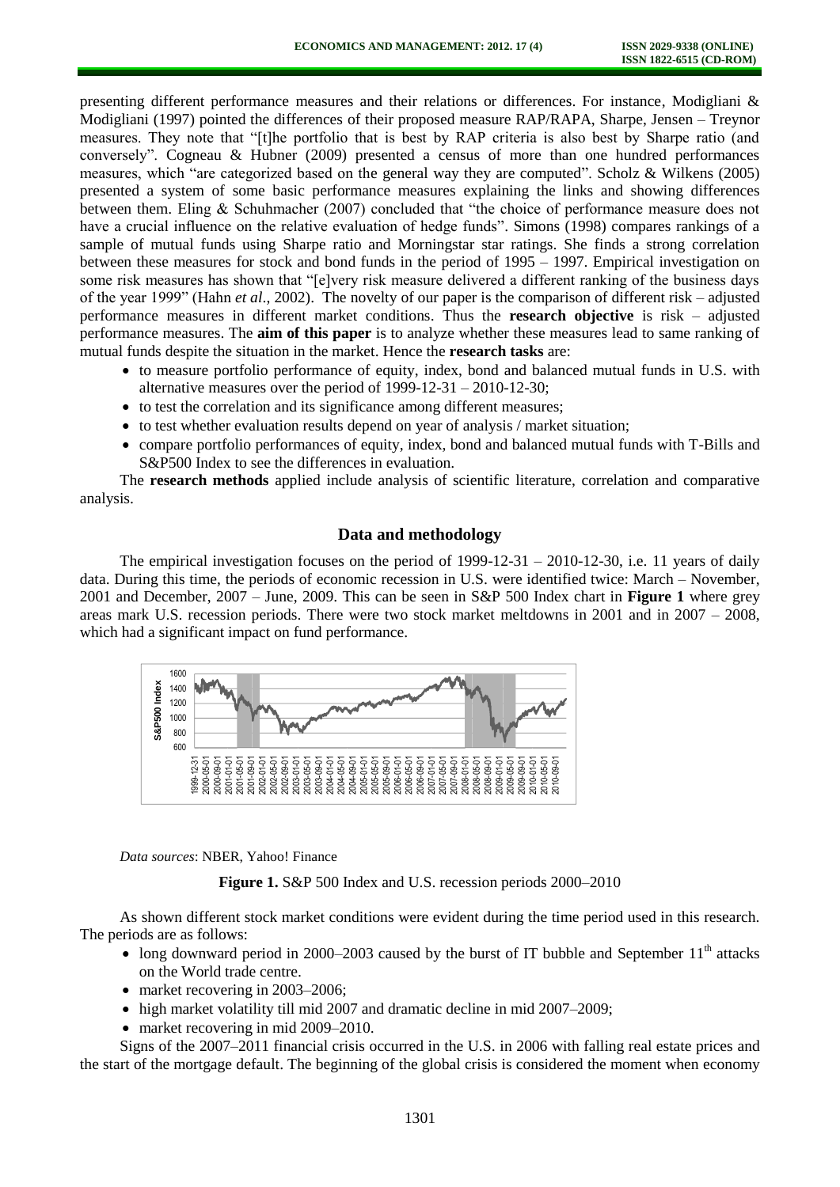presenting different performance measures and their relations or differences. For instance, Modigliani & Modigliani (1997) pointed the differences of their proposed measure RAP/RAPA, Sharpe, Jensen – Treynor measures. They note that "[t]he portfolio that is best by RAP criteria is also best by Sharpe ratio (and conversely". Cogneau & Hubner (2009) presented a census of more than one hundred performances measures, which "are categorized based on the general way they are computed". Scholz & Wilkens (2005) presented a system of some basic performance measures explaining the links and showing differences between them. Eling & Schuhmacher (2007) concluded that "the choice of performance measure does not have a crucial influence on the relative evaluation of hedge funds". Simons (1998) compares rankings of a sample of mutual funds using Sharpe ratio and Morningstar star ratings. She finds a strong correlation between these measures for stock and bond funds in the period of 1995 – 1997. Empirical investigation on some risk measures has shown that "[e]very risk measure delivered a different ranking of the business days of the year 1999" (Hahn *et al*., 2002). The novelty of our paper is the comparison of different risk – adjusted performance measures in different market conditions. Thus the **research objective** is risk – adjusted performance measures. The **aim of this paper** is to analyze whether these measures lead to same ranking of mutual funds despite the situation in the market. Hence the **research tasks** are:

- to measure portfolio performance of equity, index, bond and balanced mutual funds in U.S. with alternative measures over the period of 1999-12-31 – 2010-12-30;
- to test the correlation and its significance among different measures;
- to test whether evaluation results depend on year of analysis / market situation;
- compare portfolio performances of equity, index, bond and balanced mutual funds with T-Bills and S&P500 Index to see the differences in evaluation.

The **research methods** applied include analysis of scientific literature, correlation and comparative analysis.

## Data and methodology

The empirical investigation focuses on the period of 1999-12-31 – 2010-12-30, i.e. 11 years of daily data. During this time, the periods of economic recession in U.S. were identified twice: March – November, 2001 and December, 2007 – June, 2009. This can be seen in S&P 500 Index chart in **Figure 1** where grey areas mark U.S. recession periods. There were two stock market meltdowns in 2001 and in 2007 – 2008, which had a significant impact on fund performance.

*Data sources*: NBER, Yahoo! Finance

**Figure 1.** S&P 500 Index and U.S. recession periods 2000–2010

As shown different stock market conditions were evident during the time period used in this research. The periods are as follows:

- long downward period in 2000–2003 caused by the burst of IT bubble and September 11[th] attacks on the World trade centre.
- market recovering in 2003–2006;
- high market volatility till mid 2007 and dramatic decline in mid 2007–2009;
- market recovering in mid 2009–2010.

Signs of the 2007–2011 financial crisis occurred in the U.S. in 2006 with falling real estate prices and the start of the mortgage default. The beginning of the global crisis is considered the moment when economy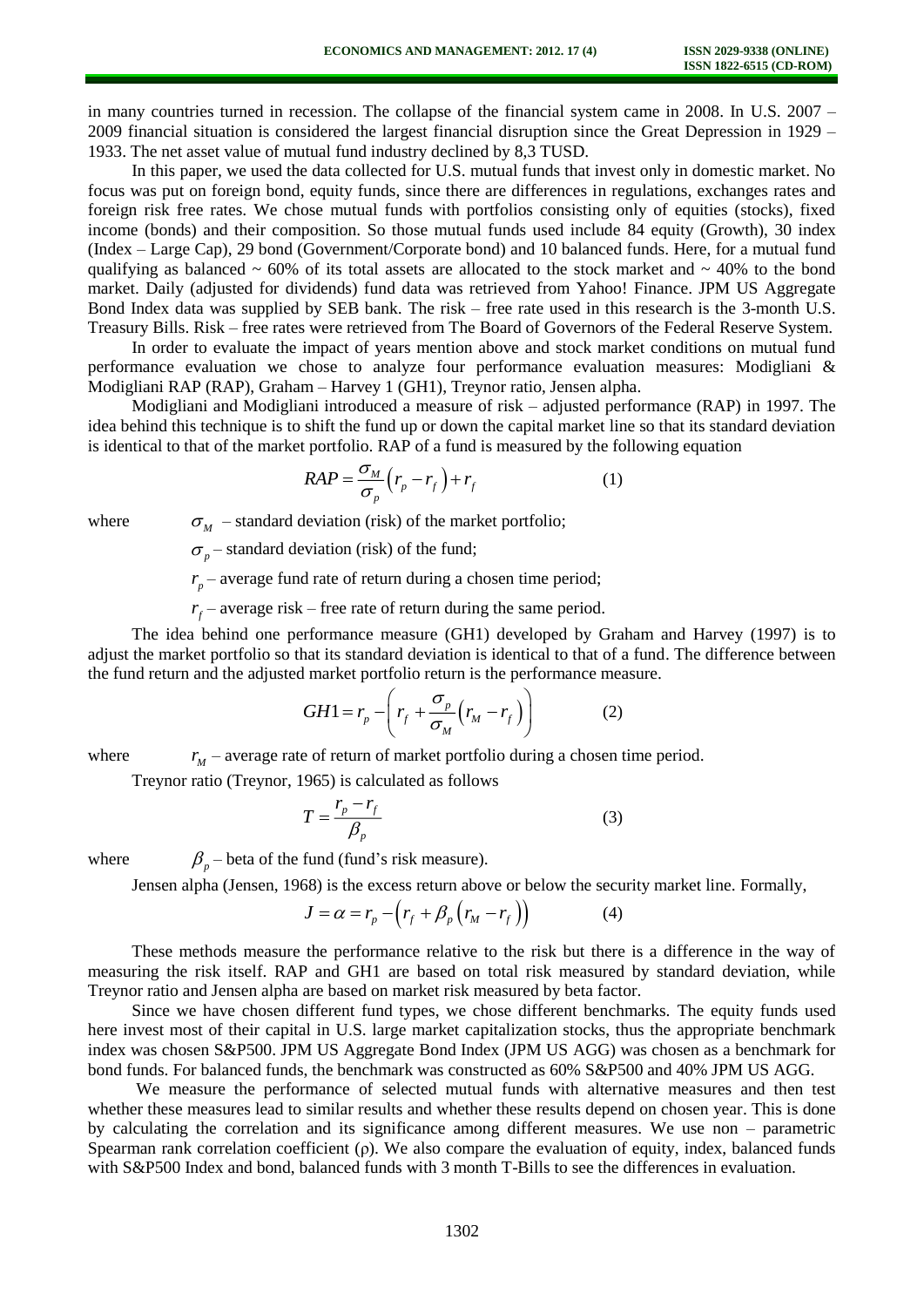in many countries turned in recession. The collapse of the financial system came in 2008. In U.S. 2007 – 2009 financial situation is considered the largest financial disruption since the Great Depression in 1929 – 1933. The net asset value of mutual fund industry declined by 8,3 TUSD.

In this paper, we used the data collected for U.S. mutual funds that invest only in domestic market. No focus was put on foreign bond, equity funds, since there are differences in regulations, exchanges rates and foreign risk free rates. We chose mutual funds with portfolios consisting only of equities (stocks), fixed income (bonds) and their composition. So those mutual funds used include 84 equity (Growth), 30 index (Index – Large Cap), 29 bond (Government/Corporate bond) and 10 balanced funds. Here, for a mutual fund qualifying as balanced ~ 60% of its total assets are allocated to the stock market and ~ 40% to the bond market. Daily (adjusted for dividends) fund data was retrieved from Yahoo! Finance. JPM US Aggregate Bond Index data was supplied by SEB bank. The risk – free rate used in this research is the 3-month U.S. Treasury Bills. Risk – free rates were retrieved from The Board of Governors of the Federal Reserve System.

In order to evaluate the impact of years mention above and stock market conditions on mutual fund performance evaluation we chose to analyze four performance evaluation measures: Modigliani & Modigliani RAP (RAP), Graham – Harvey 1 (GH1), Treynor ratio, Jensen alpha.

Modigliani and Modigliani introduced a measure of risk – adjusted performance (RAP) in 1997. The idea behind this technique is to shift the fund up or down the capital market line so that its standard deviation is identical to that of the market portfolio. RAP of a fund is measured by the following equation

$$RAP = \frac{\sigma_M}{\sigma_p}\left(r_p - r_f\right) + r_f \tag{1}$$

where $\sigma_M$ – standard deviation (risk) of the market portfolio;

$\sigma_p$ – standard deviation (risk) of the fund;

$r_p$ – average fund rate of return during a chosen time period;

$r_f$ – average risk – free rate of return during the same period.

The idea behind one performance measure (GH1) developed by Graham and Harvey (1997) is to adjust the market portfolio so that its standard deviation is identical to that of a fund. The difference between the fund return and the adjusted market portfolio return is the performance measure.

$$GH1 = r_p - \left(r_f + \frac{\sigma_p}{\sigma_M}\left(r_M - r_f\right)\right) \tag{2}$$

where $r_M$ – average rate of return of market portfolio during a chosen time period.

Treynor ratio (Treynor, 1965) is calculated as follows

$$T = \frac{r_p - r_f}{\beta_p} \tag{3}$$

where $\beta_p$ – beta of the fund (fund's risk measure).

Jensen alpha (Jensen, 1968) is the excess return above or below the security market line. Formally,

$$J = \alpha = r_p - \left(r_f + \beta_p\left(r_M - r_f\right)\right) \tag{4}$$

These methods measure the performance relative to the risk but there is a difference in the way of measuring the risk itself. RAP and GH1 are based on total risk measured by standard deviation, while Treynor ratio and Jensen alpha are based on market risk measured by beta factor.

Since we have chosen different fund types, we chose different benchmarks. The equity funds used here invest most of their capital in U.S. large market capitalization stocks, thus the appropriate benchmark index was chosen S&P500. JPM US Aggregate Bond Index (JPM US AGG) was chosen as a benchmark for bond funds. For balanced funds, the benchmark was constructed as 60% S&P500 and 40% JPM US AGG.

We measure the performance of selected mutual funds with alternative measures and then test whether these measures lead to similar results and whether these results depend on chosen year. This is done by calculating the correlation and its significance among different measures. We use non – parametric Spearman rank correlation coefficient ($\rho$). We also compare the evaluation of equity, index, balanced funds with S&P500 Index and bond, balanced funds with 3 month T-Bills to see the differences in evaluation.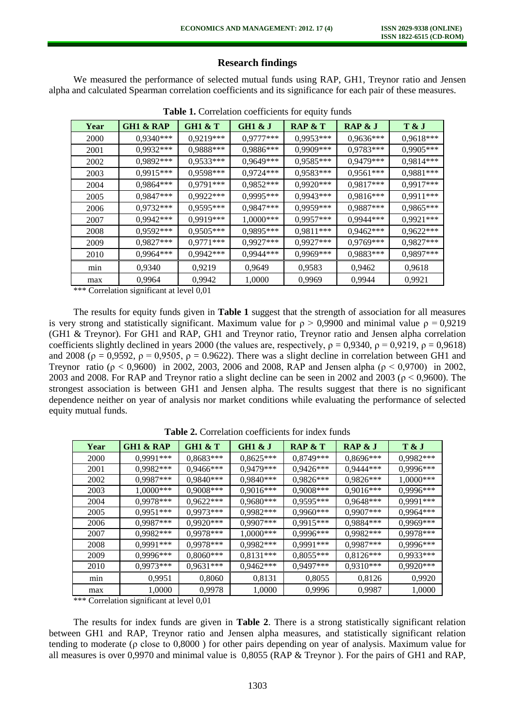## Research findings

We measured the performance of selected mutual funds using RAP, GH1, Treynor ratio and Jensen alpha and calculated Spearman correlation coefficients and its significance for each pair of these measures.

**Table 1.** Correlation coefficients for equity funds

| Year | GH1 & RAP | GH1 & T | GH1 & J | RAP & T | RAP & J | T & J |
|---|---|---|---|---|---|---|
| 2000 | 0,9340*** | 0,9219*** | 0,9777*** | 0,9953*** | 0,9636*** | 0,9618*** |
| 2001 | 0,9932*** | 0,9888*** | 0,9886*** | 0,9909*** | 0,9783*** | 0,9905*** |
| 2002 | 0,9892*** | 0,9533*** | 0,9649*** | 0,9585*** | 0,9479*** | 0,9814*** |
| 2003 | 0,9915*** | 0,9598*** | 0,9724*** | 0,9583*** | 0,9561*** | 0,9881*** |
| 2004 | 0,9864*** | 0,9791*** | 0,9852*** | 0,9920*** | 0,9817*** | 0,9917*** |
| 2005 | 0,9847*** | 0,9922*** | 0,9995*** | 0,9943*** | 0,9816*** | 0,9911*** |
| 2006 | 0,9732*** | 0,9595*** | 0,9847*** | 0,9959*** | 0,9887*** | 0,9865*** |
| 2007 | 0,9942*** | 0,9919*** | 1,0000*** | 0,9957*** | 0,9944*** | 0,9921*** |
| 2008 | 0,9592*** | 0,9505*** | 0,9895*** | 0,9811*** | 0,9462*** | 0,9622*** |
| 2009 | 0,9827*** | 0,9771*** | 0,9927*** | 0,9927*** | 0,9769*** | 0,9827*** |
| 2010 | 0,9964*** | 0,9942*** | 0,9944*** | 0,9969*** | 0,9883*** | 0,9897*** |
| min | 0,9340 | 0,9219 | 0,9649 | 0,9583 | 0,9462 | 0,9618 |
| max | 0,9964 | 0,9942 | 1,0000 | 0,9969 | 0,9944 | 0,9921 |

*** Correlation significant at level 0,01

The results for equity funds given in **Table 1** suggest that the strength of association for all measures is very strong and statistically significant. Maximum value for $\rho > 0,9900$ and minimal value $\rho = 0,9219$ (GH1 & Treynor). For GH1 and RAP, GH1 and Treynor ratio, Treynor ratio and Jensen alpha correlation coefficients slightly declined in years 2000 (the values are, respectively, $\rho = 0,9340$, $\rho = 0,9219$, $\rho = 0,9618$) and 2008 ($\rho = 0,9592$, $\rho = 0,9505$, $\rho = 0.9622$). There was a slight decline in correlation between GH1 and Treynor ratio ($\rho < 0,9600$) in 2002, 2003, 2006 and 2008, RAP and Jensen alpha ($\rho < 0,9700$) in 2002, 2003 and 2008. For RAP and Treynor ratio a slight decline can be seen in 2002 and 2003 ($\rho < 0,9600$). The strongest association is between GH1 and Jensen alpha. The results suggest that there is no significant dependence neither on year of analysis nor market conditions while evaluating the performance of selected equity mutual funds.

**Table 2.** Correlation coefficients for index funds

| Year | GH1 & RAP | GH1 & T | GH1 & J | RAP & T | RAP & J | T & J |
|---|---|---|---|---|---|---|
| 2000 | 0,9991*** | 0,8683*** | 0,8625*** | 0,8749*** | 0,8696*** | 0,9982*** |
| 2001 | 0,9982*** | 0,9466*** | 0,9479*** | 0,9426*** | 0,9444*** | 0,9996*** |
| 2002 | 0,9987*** | 0,9840*** | 0,9840*** | 0,9826*** | 0,9826*** | 1,0000*** |
| 2003 | 1,0000*** | 0,9008*** | 0,9016*** | 0,9008*** | 0,9016*** | 0,9996*** |
| 2004 | 0,9978*** | 0,9622*** | 0,9680*** | 0,9595*** | 0,9648*** | 0,9991*** |
| 2005 | 0,9951*** | 0,9973*** | 0,9982*** | 0,9960*** | 0,9907*** | 0,9964*** |
| 2006 | 0,9987*** | 0,9920*** | 0,9907*** | 0,9915*** | 0,9884*** | 0,9969*** |
| 2007 | 0,9982*** | 0,9978*** | 1,0000*** | 0,9996*** | 0,9982*** | 0,9978*** |
| 2008 | 0,9991*** | 0,9978*** | 0,9982*** | 0,9991*** | 0,9987*** | 0,9996*** |
| 2009 | 0,9996*** | 0,8060*** | 0,8131*** | 0,8055*** | 0,8126*** | 0,9933*** |
| 2010 | 0,9973*** | 0,9631*** | 0,9462*** | 0,9497*** | 0,9310*** | 0,9920*** |
| min | 0,9951 | 0,8060 | 0,8131 | 0,8055 | 0,8126 | 0,9920 |
| max | 1,0000 | 0,9978 | 1,0000 | 0,9996 | 0,9987 | 1,0000 |

*** Correlation significant at level 0,01

The results for index funds are given in **Table 2**. There is a strong statistically significant relation between GH1 and RAP, Treynor ratio and Jensen alpha measures, and statistically significant relation tending to moderate ($\rho$ close to 0,8000 ) for other pairs depending on year of analysis. Maximum value for all measures is over 0,9970 and minimal value is 0,8055 (RAP & Treynor ). For the pairs of GH1 and RAP,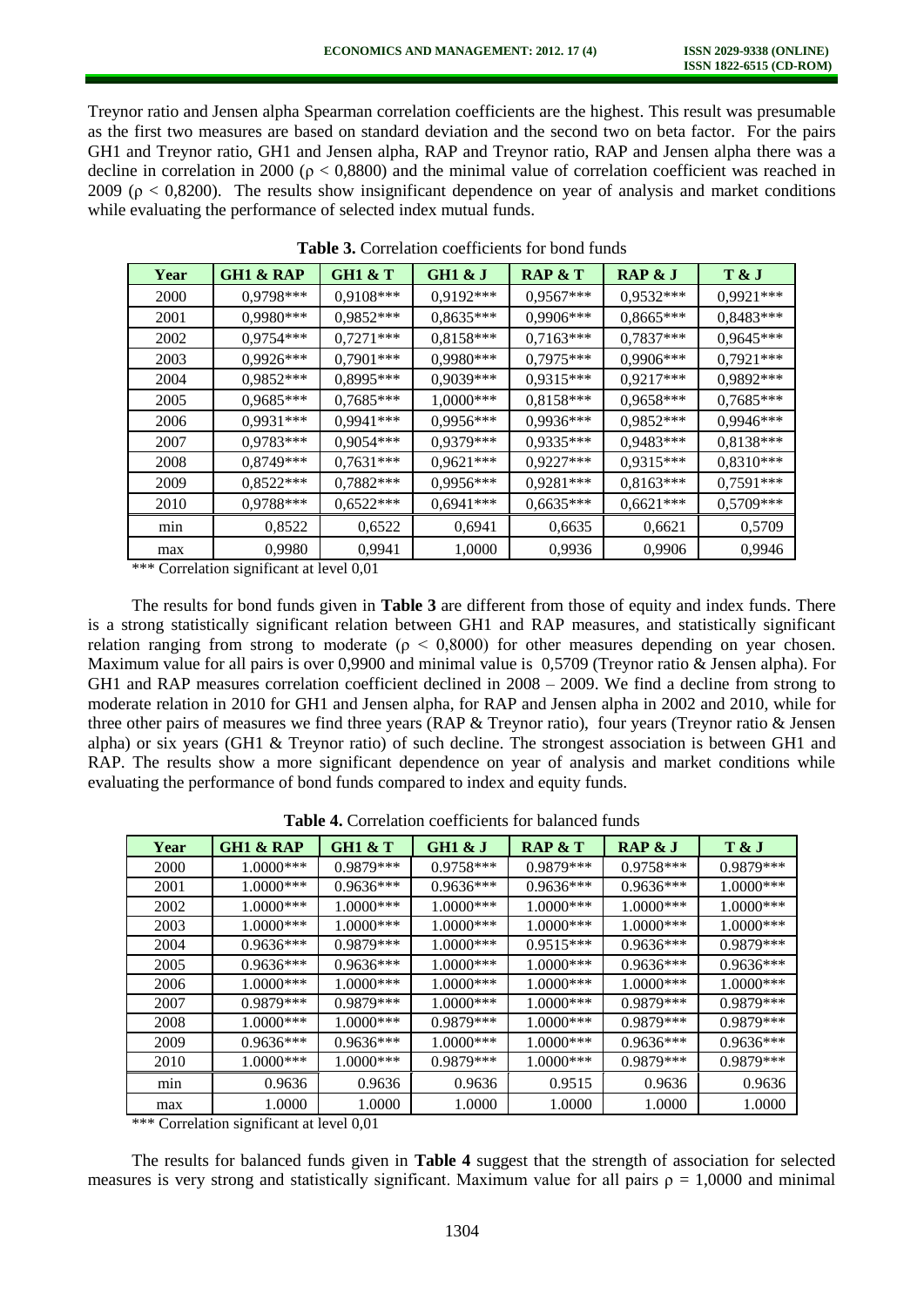Treynor ratio and Jensen alpha Spearman correlation coefficients are the highest. This result was presumable as the first two measures are based on standard deviation and the second two on beta factor. For the pairs GH1 and Treynor ratio, GH1 and Jensen alpha, RAP and Treynor ratio, RAP and Jensen alpha there was a decline in correlation in 2000 ($\rho < 0,8800$) and the minimal value of correlation coefficient was reached in 2009 ($\rho < 0,8200$). The results show insignificant dependence on year of analysis and market conditions while evaluating the performance of selected index mutual funds.

**Table 3.** Correlation coefficients for bond funds

| Year | GH1 & RAP | GH1 & T | GH1 & J | RAP & T | RAP & J | T & J |
|---|---|---|---|---|---|---|
| 2000 | 0,9798*** | 0,9108*** | 0,9192*** | 0,9567*** | 0,9532*** | 0,9921*** |
| 2001 | 0,9980*** | 0,9852*** | 0,8635*** | 0,9906*** | 0,8665*** | 0,8483*** |
| 2002 | 0,9754*** | 0,7271*** | 0,8158*** | 0,7163*** | 0,7837*** | 0,9645*** |
| 2003 | 0,9926*** | 0,7901*** | 0,9980*** | 0,7975*** | 0,9906*** | 0,7921*** |
| 2004 | 0,9852*** | 0,8995*** | 0,9039*** | 0,9315*** | 0,9217*** | 0,9892*** |
| 2005 | 0,9685*** | 0,7685*** | 1,0000*** | 0,8158*** | 0,9658*** | 0,7685*** |
| 2006 | 0,9931*** | 0,9941*** | 0,9956*** | 0,9936*** | 0,9852*** | 0,9946*** |
| 2007 | 0,9783*** | 0,9054*** | 0,9379*** | 0,9335*** | 0,9483*** | 0,8138*** |
| 2008 | 0,8749*** | 0,7631*** | 0,9621*** | 0,9227*** | 0,9315*** | 0,8310*** |
| 2009 | 0,8522*** | 0,7882*** | 0,9956*** | 0,9281*** | 0,8163*** | 0,7591*** |
| 2010 | 0,9788*** | 0,6522*** | 0,6941*** | 0,6635*** | 0,6621*** | 0,5709*** |
| min | 0,8522 | 0,6522 | 0,6941 | 0,6635 | 0,6621 | 0,5709 |
| max | 0,9980 | 0,9941 | 1,0000 | 0,9936 | 0,9906 | 0,9946 |

*** Correlation significant at level 0,01

The results for bond funds given in **Table 3** are different from those of equity and index funds. There is a strong statistically significant relation between GH1 and RAP measures, and statistically significant relation ranging from strong to moderate ($\rho < 0,8000$) for other measures depending on year chosen. Maximum value for all pairs is over 0,9900 and minimal value is 0,5709 (Treynor ratio & Jensen alpha). For GH1 and RAP measures correlation coefficient declined in 2008 – 2009. We find a decline from strong to moderate relation in 2010 for GH1 and Jensen alpha, for RAP and Jensen alpha in 2002 and 2010, while for three other pairs of measures we find three years (RAP & Treynor ratio), four years (Treynor ratio & Jensen alpha) or six years (GH1 & Treynor ratio) of such decline. The strongest association is between GH1 and RAP. The results show a more significant dependence on year of analysis and market conditions while evaluating the performance of bond funds compared to index and equity funds.

**Table 4.** Correlation coefficients for balanced funds

| Year | GH1 & RAP | GH1 & T | GH1 & J | RAP & T | RAP & J | T & J |
|---|---|---|---|---|---|---|
| 2000 | 1.0000*** | 0.9879*** | 0.9758*** | 0.9879*** | 0.9758*** | 0.9879*** |
| 2001 | 1.0000*** | 0.9636*** | 0.9636*** | 0.9636*** | 0.9636*** | 1.0000*** |
| 2002 | 1.0000*** | 1.0000*** | 1.0000*** | 1.0000*** | 1.0000*** | 1.0000*** |
| 2003 | 1.0000*** | 1.0000*** | 1.0000*** | 1.0000*** | 1.0000*** | 1.0000*** |
| 2004 | 0.9636*** | 0.9879*** | 1.0000*** | 0.9515*** | 0.9636*** | 0.9879*** |
| 2005 | 0.9636*** | 0.9636*** | 1.0000*** | 1.0000*** | 0.9636*** | 0.9636*** |
| 2006 | 1.0000*** | 1.0000*** | 1.0000*** | 1.0000*** | 1.0000*** | 1.0000*** |
| 2007 | 0.9879*** | 0.9879*** | 1.0000*** | 1.0000*** | 0.9879*** | 0.9879*** |
| 2008 | 1.0000*** | 1.0000*** | 0.9879*** | 1.0000*** | 0.9879*** | 0.9879*** |
| 2009 | 0.9636*** | 0.9636*** | 1.0000*** | 1.0000*** | 0.9636*** | 0.9636*** |
| 2010 | 1.0000*** | 1.0000*** | 0.9879*** | 1.0000*** | 0.9879*** | 0.9879*** |
| min | 0.9636 | 0.9636 | 0.9636 | 0.9515 | 0.9636 | 0.9636 |
| max | 1.0000 | 1.0000 | 1.0000 | 1.0000 | 1.0000 | 1.0000 |

*** Correlation significant at level 0,01

The results for balanced funds given in **Table 4** suggest that the strength of association for selected measures is very strong and statistically significant. Maximum value for all pairs $\rho = 1,0000$ and minimal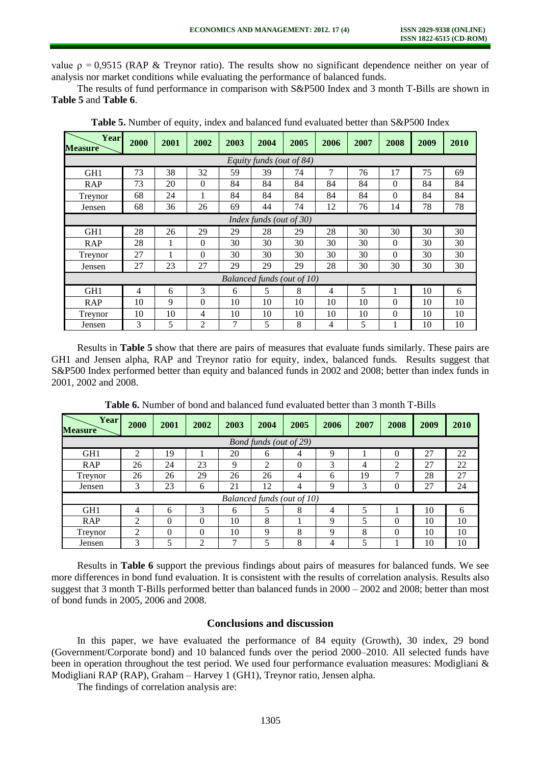value $\rho = 0{,}9515$ (RAP & Treynor ratio). The results show no significant dependence neither on year of analysis nor market conditions while evaluating the performance of balanced funds.

The results of fund performance in comparison with S&P500 Index and 3 month T-Bills are shown in **Table 5** and **Table 6**.

**Table 5.** Number of equity, index and balanced fund evaluated better than S&P500 Index

| Measure \ Year | 2000 | 2001 | 2002 | 2003 | 2004 | 2005 | 2006 | 2007 | 2008 | 2009 | 2010 |
|---|---|---|---|---|---|---|---|---|---|---|---|
| *Equity funds (out of 84)* | | | | | | | | | | | |
| GH1 | 73 | 38 | 32 | 59 | 39 | 74 | 7 | 76 | 17 | 75 | 69 |
| RAP | 73 | 20 | 0 | 84 | 84 | 84 | 84 | 84 | 0 | 84 | 84 |
| Treynor | 68 | 24 | 1 | 84 | 84 | 84 | 84 | 84 | 0 | 84 | 84 |
| Jensen | 68 | 36 | 26 | 69 | 44 | 74 | 12 | 76 | 14 | 78 | 78 |
| *Index funds (out of 30)* | | | | | | | | | | | |
| GH1 | 28 | 26 | 29 | 29 | 28 | 29 | 28 | 30 | 30 | 30 | 30 |
| RAP | 28 | 1 | 0 | 30 | 30 | 30 | 30 | 30 | 0 | 30 | 30 |
| Treynor | 27 | 1 | 0 | 30 | 30 | 30 | 30 | 30 | 0 | 30 | 30 |
| Jensen | 27 | 23 | 27 | 29 | 29 | 29 | 28 | 30 | 30 | 30 | 30 |
| *Balanced funds (out of 10)* | | | | | | | | | | | |
| GH1 | 4 | 6 | 3 | 6 | 5 | 8 | 4 | 5 | 1 | 10 | 6 |
| RAP | 10 | 9 | 0 | 10 | 10 | 10 | 10 | 10 | 0 | 10 | 10 |
| Treynor | 10 | 10 | 4 | 10 | 10 | 10 | 10 | 10 | 0 | 10 | 10 |
| Jensen | 3 | 5 | 2 | 7 | 5 | 8 | 4 | 5 | 1 | 10 | 10 |

Results in **Table 5** show that there are pairs of measures that evaluate funds similarly. These pairs are GH1 and Jensen alpha, RAP and Treynor ratio for equity, index, balanced funds. Results suggest that S&P500 Index performed better than equity and balanced funds in 2002 and 2008; better than index funds in 2001, 2002 and 2008.

**Table 6.** Number of bond and balanced fund evaluated better than 3 month T-Bills

| Measure \ Year | 2000 | 2001 | 2002 | 2003 | 2004 | 2005 | 2006 | 2007 | 2008 | 2009 | 2010 |
|---|---|---|---|---|---|---|---|---|---|---|---|
| *Bond funds (out of 29)* | | | | | | | | | | | |
| GH1 | 2 | 19 | 1 | 20 | 6 | 4 | 9 | 1 | 0 | 27 | 22 |
| RAP | 26 | 24 | 23 | 9 | 2 | 0 | 3 | 4 | 2 | 27 | 22 |
| Treynor | 26 | 26 | 29 | 26 | 26 | 4 | 6 | 19 | 7 | 28 | 27 |
| Jensen | 3 | 23 | 6 | 21 | 12 | 4 | 9 | 3 | 0 | 27 | 24 |
| *Balanced funds (out of 10)* | | | | | | | | | | | |
| GH1 | 4 | 6 | 3 | 6 | 5 | 8 | 4 | 5 | 1 | 10 | 6 |
| RAP | 2 | 0 | 0 | 10 | 8 | 1 | 9 | 5 | 0 | 10 | 10 |
| Treynor | 2 | 0 | 0 | 10 | 9 | 8 | 9 | 8 | 0 | 10 | 10 |
| Jensen | 3 | 5 | 2 | 7 | 5 | 8 | 4 | 5 | 1 | 10 | 10 |

Results in **Table 6** support the previous findings about pairs of measures for balanced funds. We see more differences in bond fund evaluation. It is consistent with the results of correlation analysis. Results also suggest that 3 month T-Bills performed better than balanced funds in 2000 – 2002 and 2008; better than most of bond funds in 2005, 2006 and 2008.

## Conclusions and discussion

In this paper, we have evaluated the performance of 84 equity (Growth), 30 index, 29 bond (Government/Corporate bond) and 10 balanced funds over the period 2000–2010. All selected funds have been in operation throughout the test period. We used four performance evaluation measures: Modigliani & Modigliani RAP (RAP), Graham – Harvey 1 (GH1), Treynor ratio, Jensen alpha.

The findings of correlation analysis are: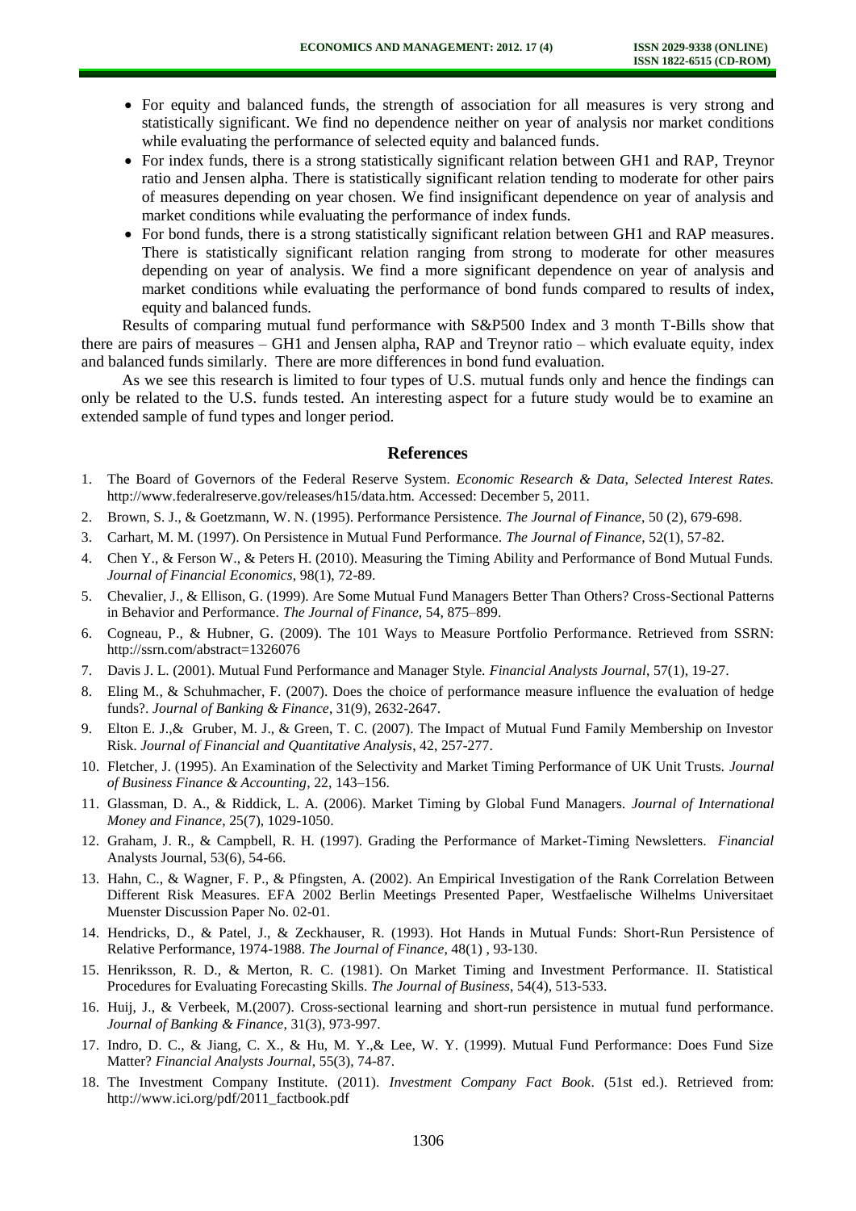- For equity and balanced funds, the strength of association for all measures is very strong and statistically significant. We find no dependence neither on year of analysis nor market conditions while evaluating the performance of selected equity and balanced funds.
- For index funds, there is a strong statistically significant relation between GH1 and RAP, Treynor ratio and Jensen alpha. There is statistically significant relation tending to moderate for other pairs of measures depending on year chosen. We find insignificant dependence on year of analysis and market conditions while evaluating the performance of index funds.
- For bond funds, there is a strong statistically significant relation between GH1 and RAP measures. There is statistically significant relation ranging from strong to moderate for other measures depending on year of analysis. We find a more significant dependence on year of analysis and market conditions while evaluating the performance of bond funds compared to results of index, equity and balanced funds.

Results of comparing mutual fund performance with S&P500 Index and 3 month T-Bills show that there are pairs of measures – GH1 and Jensen alpha, RAP and Treynor ratio – which evaluate equity, index and balanced funds similarly. There are more differences in bond fund evaluation.

As we see this research is limited to four types of U.S. mutual funds only and hence the findings can only be related to the U.S. funds tested. An interesting aspect for a future study would be to examine an extended sample of fund types and longer period.

## References

1. The Board of Governors of the Federal Reserve System. *Economic Research & Data, Selected Interest Rates.* http://www.federalreserve.gov/releases/h15/data.htm. Accessed: December 5, 2011.
2. Brown, S. J., & Goetzmann, W. N. (1995). Performance Persistence. *The Journal of Finance*, 50 (2), 679-698.
3. Carhart, M. M. (1997). On Persistence in Mutual Fund Performance. *The Journal of Finance*, 52(1), 57-82.
4. Chen Y., & Ferson W., & Peters H. (2010). Measuring the Timing Ability and Performance of Bond Mutual Funds. *Journal of Financial Economics*, 98(1), 72-89.
5. Chevalier, J., & Ellison, G. (1999). Are Some Mutual Fund Managers Better Than Others? Cross-Sectional Patterns in Behavior and Performance. *The Journal of Finance*, 54, 875–899.
6. Cogneau, P., & Hubner, G. (2009). The 101 Ways to Measure Portfolio Performance. Retrieved from SSRN: http://ssrn.com/abstract=1326076
7. Davis J. L. (2001). Mutual Fund Performance and Manager Style. *Financial Analysts Journal*, 57(1), 19-27.
8. Eling M., & Schuhmacher, F. (2007). Does the choice of performance measure influence the evaluation of hedge funds?. *Journal of Banking & Finance*, 31(9), 2632-2647.
9. Elton E. J.,& Gruber, M. J., & Green, T. C. (2007). The Impact of Mutual Fund Family Membership on Investor Risk. *Journal of Financial and Quantitative Analysis*, 42, 257-277.
10. Fletcher, J. (1995). An Examination of the Selectivity and Market Timing Performance of UK Unit Trusts. *Journal of Business Finance & Accounting*, 22, 143–156.
11. Glassman, D. A., & Riddick, L. A. (2006). Market Timing by Global Fund Managers. *Journal of International Money and Finance*, 25(7), 1029-1050.
12. Graham, J. R., & Campbell, R. H. (1997). Grading the Performance of Market-Timing Newsletters. *Financial* Analysts Journal, 53(6), 54-66.
13. Hahn, C., & Wagner, F. P., & Pfingsten, A. (2002). An Empirical Investigation of the Rank Correlation Between Different Risk Measures. EFA 2002 Berlin Meetings Presented Paper, Westfaelische Wilhelms Universitaet Muenster Discussion Paper No. 02-01.
14. Hendricks, D., & Patel, J., & Zeckhauser, R. (1993). Hot Hands in Mutual Funds: Short-Run Persistence of Relative Performance, 1974-1988. *The Journal of Finance*, 48(1) , 93-130.
15. Henriksson, R. D., & Merton, R. C. (1981). On Market Timing and Investment Performance. II. Statistical Procedures for Evaluating Forecasting Skills. *The Journal of Business*, 54(4), 513-533.
16. Huij, J., & Verbeek, M.(2007). Cross-sectional learning and short-run persistence in mutual fund performance. *Journal of Banking & Finance*, 31(3), 973-997.
17. Indro, D. C., & Jiang, C. X., & Hu, M. Y.,& Lee, W. Y. (1999). Mutual Fund Performance: Does Fund Size Matter? *Financial Analysts Journal*, 55(3), 74-87.
18. The Investment Company Institute. (2011). *Investment Company Fact Book*. (51st ed.). Retrieved from: http://www.ici.org/pdf/2011_factbook.pdf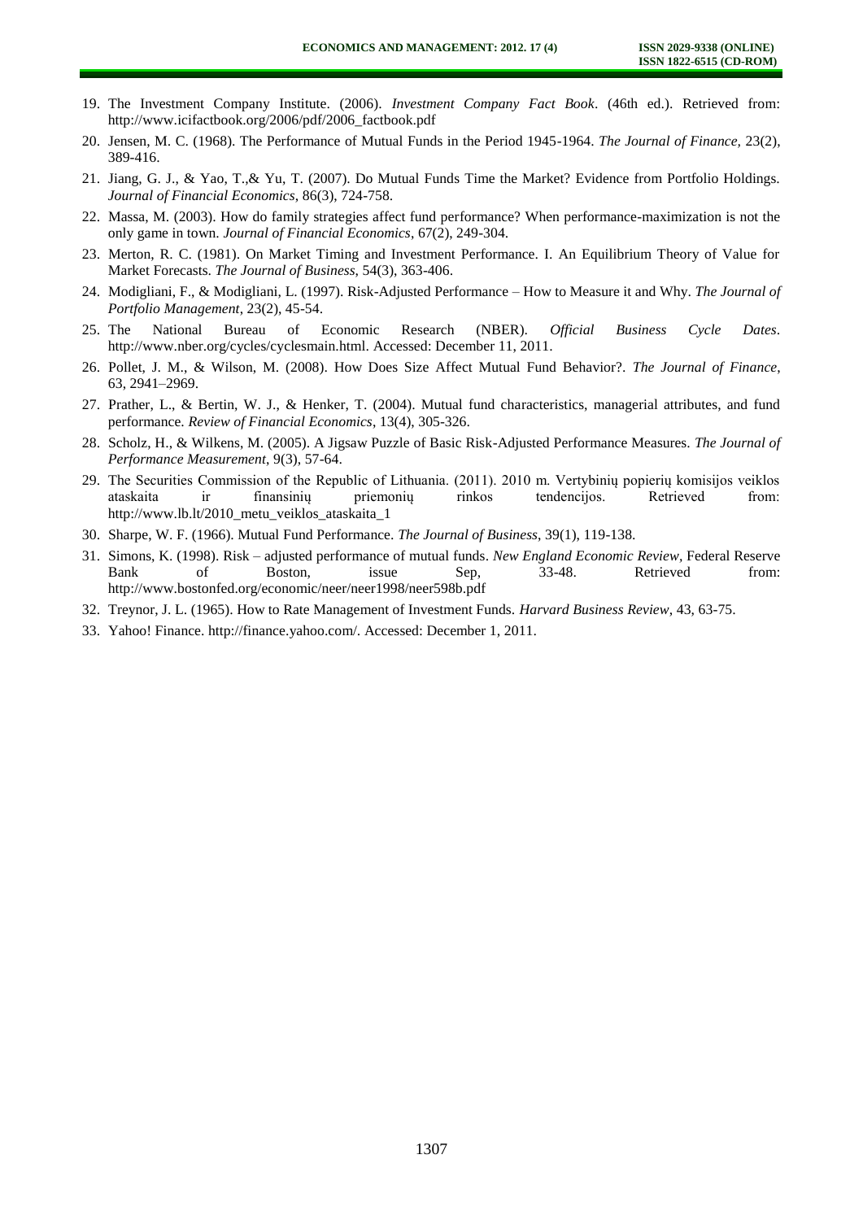19. The Investment Company Institute. (2006). *Investment Company Fact Book*. (46th ed.). Retrieved from: http://www.icifactbook.org/2006/pdf/2006_factbook.pdf
20. Jensen, M. C. (1968). The Performance of Mutual Funds in the Period 1945-1964. *The Journal of Finance,* 23(2), 389-416.
21. Jiang, G. J., & Yao, T.,& Yu, T. (2007). Do Mutual Funds Time the Market? Evidence from Portfolio Holdings. *Journal of Financial Economics*, 86(3), 724-758.
22. Massa, M. (2003). How do family strategies affect fund performance? When performance-maximization is not the only game in town. *Journal of Financial Economics*, 67(2), 249-304.
23. Merton, R. C. (1981). On Market Timing and Investment Performance. I. An Equilibrium Theory of Value for Market Forecasts. *The Journal of Business*, 54(3), 363-406.
24. Modigliani, F., & Modigliani, L. (1997). Risk-Adjusted Performance – How to Measure it and Why. *The Journal of Portfolio Management*, 23(2), 45-54.
25. The National Bureau of Economic Research (NBER). *Official Business Cycle Dates*. http://www.nber.org/cycles/cyclesmain.html. Accessed: December 11, 2011.
26. Pollet, J. M., & Wilson, M. (2008). How Does Size Affect Mutual Fund Behavior?. *The Journal of Finance,* 63, 2941–2969.
27. Prather, L., & Bertin, W. J., & Henker, T. (2004). Mutual fund characteristics, managerial attributes, and fund performance. *Review of Financial Economics*, 13(4), 305-326.
28. Scholz, H., & Wilkens, M. (2005). A Jigsaw Puzzle of Basic Risk-Adjusted Performance Measures. *The Journal of Performance Measurement*, 9(3), 57-64.
29. The Securities Commission of the Republic of Lithuania. (2011). 2010 m. Vertybinių popierių komisijos veiklos ataskaita ir finansinių priemonių rinkos tendencijos. Retrieved from: http://www.lb.lt/2010_metu_veiklos_ataskaita_1
30. Sharpe, W. F. (1966). Mutual Fund Performance. *The Journal of Business*, 39(1), 119-138.
31. Simons, K. (1998). Risk – adjusted performance of mutual funds. *New England Economic Review*, Federal Reserve Bank of Boston, issue Sep, 33-48. Retrieved from: http://www.bostonfed.org/economic/neer/neer1998/neer598b.pdf
32. Treynor, J. L. (1965). How to Rate Management of Investment Funds. *Harvard Business Review*, 43, 63-75.
33. Yahoo! Finance. http://finance.yahoo.com/. Accessed: December 1, 2011.